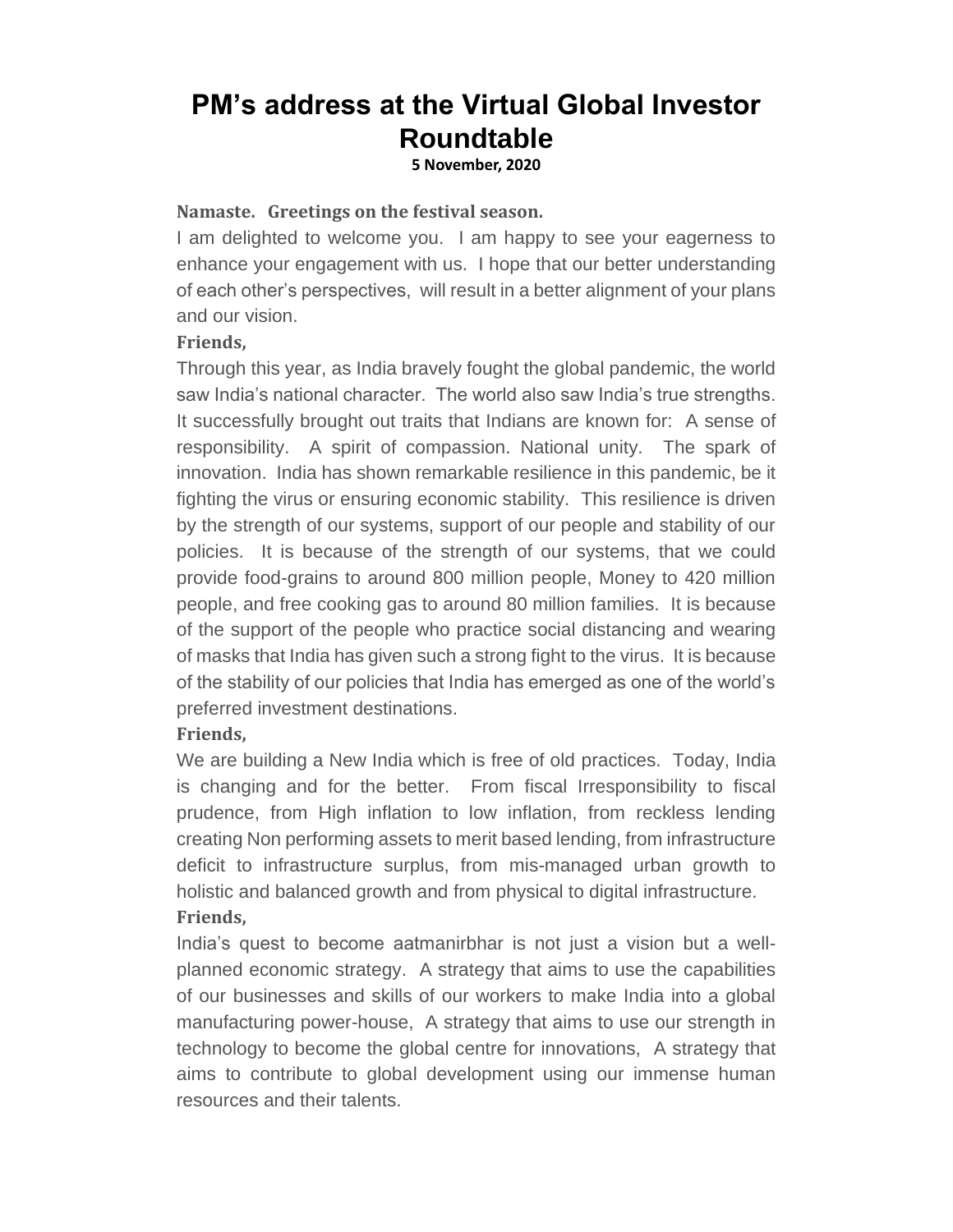# PM's address at the Virtual Global Investor Roundtable

**5 November, 2020**

**Namaste. Greetings on the festival season.**

I am delighted to welcome you. I am happy to see your eagerness to enhance your engagement with us. I hope that our better understanding of each other's perspectives, will result in a better alignment of your plans and our vision.

**Friends,**

Through this year, as India bravely fought the global pandemic, the world saw India's national character. The world also saw India's true strengths. It successfully brought out traits that Indians are known for: A sense of responsibility. A spirit of compassion. National unity. The spark of innovation. India has shown remarkable resilience in this pandemic, be it fighting the virus or ensuring economic stability. This resilience is driven by the strength of our systems, support of our people and stability of our policies. It is because of the strength of our systems, that we could provide food-grains to around 800 million people, Money to 420 million people, and free cooking gas to around 80 million families. It is because of the support of the people who practice social distancing and wearing of masks that India has given such a strong fight to the virus. It is because of the stability of our policies that India has emerged as one of the world's preferred investment destinations.

**Friends,**

We are building a New India which is free of old practices. Today, India is changing and for the better. From fiscal Irresponsibility to fiscal prudence, from High inflation to low inflation, from reckless lending creating Non performing assets to merit based lending, from infrastructure deficit to infrastructure surplus, from mis-managed urban growth to holistic and balanced growth and from physical to digital infrastructure.

**Friends,**

India's quest to become aatmanirbhar is not just a vision but a well-planned economic strategy. A strategy that aims to use the capabilities of our businesses and skills of our workers to make India into a global manufacturing power-house, A strategy that aims to use our strength in technology to become the global centre for innovations, A strategy that aims to contribute to global development using our immense human resources and their talents.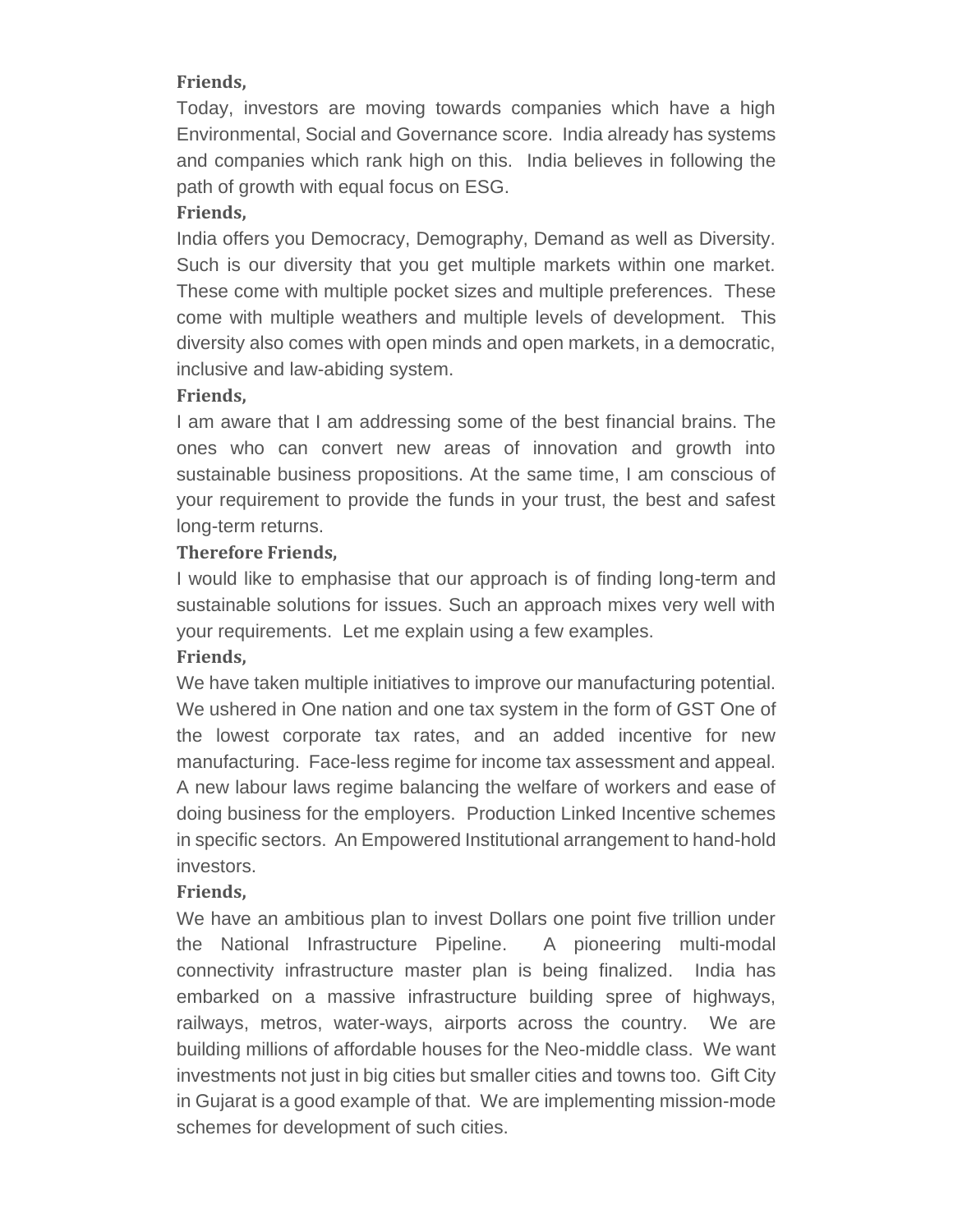**Friends,**

Today, investors are moving towards companies which have a high Environmental, Social and Governance score. India already has systems and companies which rank high on this. India believes in following the path of growth with equal focus on ESG.

**Friends,**

India offers you Democracy, Demography, Demand as well as Diversity. Such is our diversity that you get multiple markets within one market. These come with multiple pocket sizes and multiple preferences. These come with multiple weathers and multiple levels of development. This diversity also comes with open minds and open markets, in a democratic, inclusive and law-abiding system.

**Friends,**

I am aware that I am addressing some of the best financial brains. The ones who can convert new areas of innovation and growth into sustainable business propositions. At the same time, I am conscious of your requirement to provide the funds in your trust, the best and safest long-term returns.

**Therefore Friends,**

I would like to emphasise that our approach is of finding long-term and sustainable solutions for issues. Such an approach mixes very well with your requirements. Let me explain using a few examples.

**Friends,**

We have taken multiple initiatives to improve our manufacturing potential. We ushered in One nation and one tax system in the form of GST One of the lowest corporate tax rates, and an added incentive for new manufacturing. Face-less regime for income tax assessment and appeal. A new labour laws regime balancing the welfare of workers and ease of doing business for the employers. Production Linked Incentive schemes in specific sectors. An Empowered Institutional arrangement to hand-hold investors.

**Friends,**

We have an ambitious plan to invest Dollars one point five trillion under the National Infrastructure Pipeline. A pioneering multi-modal connectivity infrastructure master plan is being finalized. India has embarked on a massive infrastructure building spree of highways, railways, metros, water-ways, airports across the country. We are building millions of affordable houses for the Neo-middle class. We want investments not just in big cities but smaller cities and towns too. Gift City in Gujarat is a good example of that. We are implementing mission-mode schemes for development of such cities.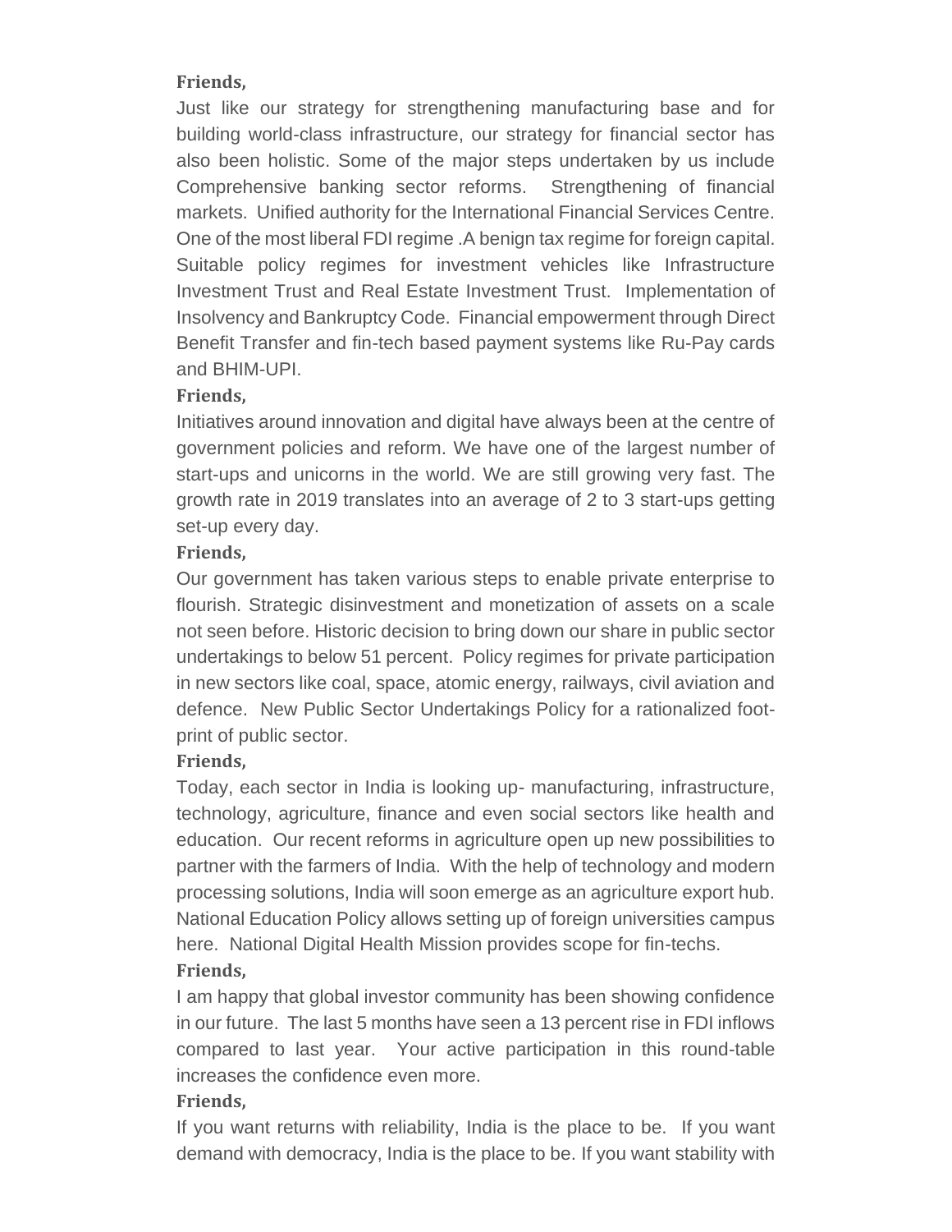**Friends,**

Just like our strategy for strengthening manufacturing base and for building world-class infrastructure, our strategy for financial sector has also been holistic. Some of the major steps undertaken by us include Comprehensive banking sector reforms. Strengthening of financial markets. Unified authority for the International Financial Services Centre. One of the most liberal FDI regime .A benign tax regime for foreign capital. Suitable policy regimes for investment vehicles like Infrastructure Investment Trust and Real Estate Investment Trust. Implementation of Insolvency and Bankruptcy Code. Financial empowerment through Direct Benefit Transfer and fin-tech based payment systems like Ru-Pay cards and BHIM-UPI.

**Friends,**

Initiatives around innovation and digital have always been at the centre of government policies and reform. We have one of the largest number of start-ups and unicorns in the world. We are still growing very fast. The growth rate in 2019 translates into an average of 2 to 3 start-ups getting set-up every day.

**Friends,**

Our government has taken various steps to enable private enterprise to flourish. Strategic disinvestment and monetization of assets on a scale not seen before. Historic decision to bring down our share in public sector undertakings to below 51 percent. Policy regimes for private participation in new sectors like coal, space, atomic energy, railways, civil aviation and defence. New Public Sector Undertakings Policy for a rationalized foot-print of public sector.

**Friends,**

Today, each sector in India is looking up- manufacturing, infrastructure, technology, agriculture, finance and even social sectors like health and education. Our recent reforms in agriculture open up new possibilities to partner with the farmers of India. With the help of technology and modern processing solutions, India will soon emerge as an agriculture export hub. National Education Policy allows setting up of foreign universities campus here. National Digital Health Mission provides scope for fin-techs.

**Friends,**

I am happy that global investor community has been showing confidence in our future. The last 5 months have seen a 13 percent rise in FDI inflows compared to last year. Your active participation in this round-table increases the confidence even more.

**Friends,**

If you want returns with reliability, India is the place to be. If you want demand with democracy, India is the place to be. If you want stability with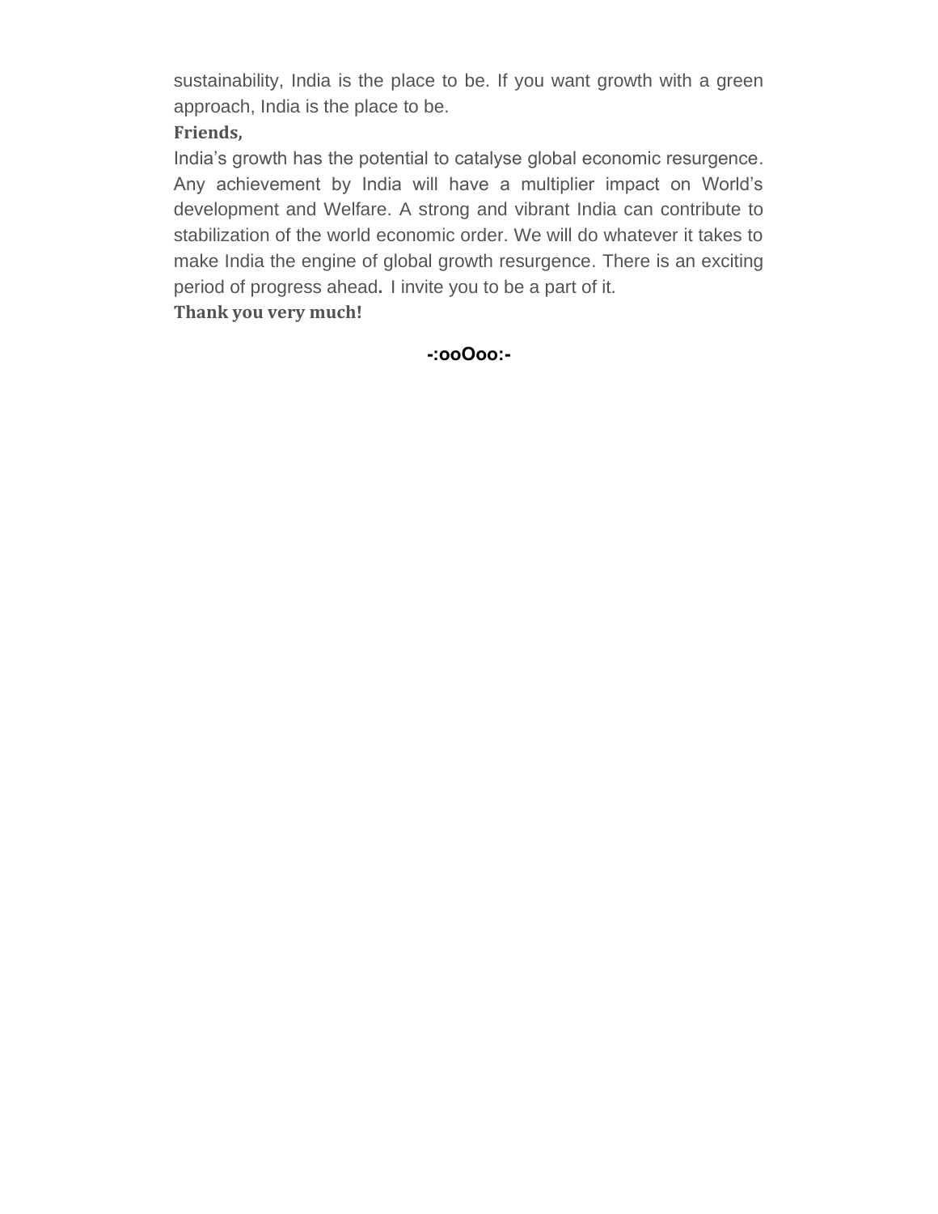sustainability, India is the place to be. If you want growth with a green approach, India is the place to be.

**Friends,**

India's growth has the potential to catalyse global economic resurgence. Any achievement by India will have a multiplier impact on World's development and Welfare. A strong and vibrant India can contribute to stabilization of the world economic order. We will do whatever it takes to make India the engine of global growth resurgence. There is an exciting period of progress ahead**.** I invite you to be a part of it.

**Thank you very much!**

**-:ooOoo:-**